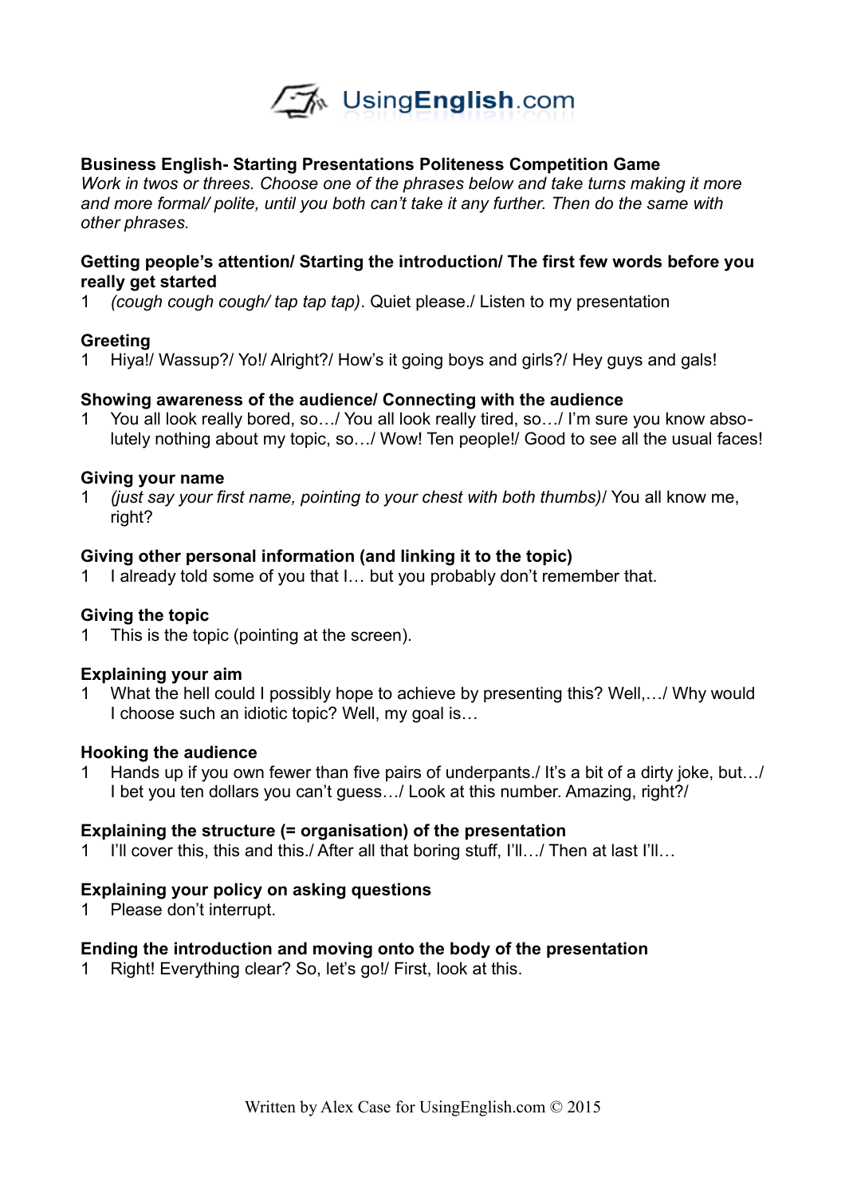# Business English- Starting Presentations Politeness Competition Game

*Work in twos or threes. Choose one of the phrases below and take turns making it more and more formal/ polite, until you both can't take it any further. Then do the same with other phrases.*

**Getting people's attention/ Starting the introduction/ The first few words before you really get started**

1 *(cough cough cough/ tap tap tap)*. Quiet please./ Listen to my presentation

**Greeting**

1 Hiya!/ Wassup?/ Yo!/ Alright?/ How's it going boys and girls?/ Hey guys and gals!

**Showing awareness of the audience/ Connecting with the audience**

1 You all look really bored, so…/ You all look really tired, so…/ I'm sure you know absolutely nothing about my topic, so…/ Wow! Ten people!/ Good to see all the usual faces!

**Giving your name**

1 *(just say your first name, pointing to your chest with both thumbs)*/ You all know me, right?

**Giving other personal information (and linking it to the topic)**

1 I already told some of you that I… but you probably don't remember that.

**Giving the topic**

1 This is the topic (pointing at the screen).

**Explaining your aim**

1 What the hell could I possibly hope to achieve by presenting this? Well,…/ Why would I choose such an idiotic topic? Well, my goal is…

**Hooking the audience**

1 Hands up if you own fewer than five pairs of underpants./ It's a bit of a dirty joke, but…/ I bet you ten dollars you can't guess…/ Look at this number. Amazing, right?/

**Explaining the structure (= organisation) of the presentation**

1 I'll cover this, this and this./ After all that boring stuff, I'll…/ Then at last I'll…

**Explaining your policy on asking questions**

1 Please don't interrupt.

**Ending the introduction and moving onto the body of the presentation**

1 Right! Everything clear? So, let's go!/ First, look at this.

Written by Alex Case for UsingEnglish.com © 2015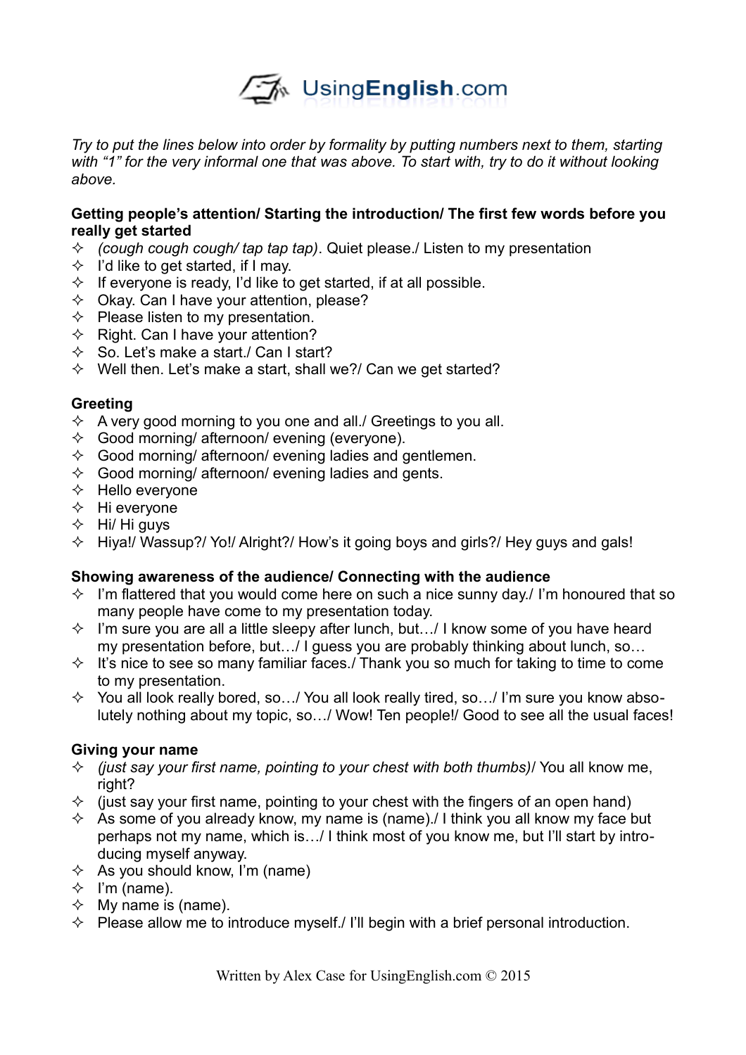*Try to put the lines below into order by formality by putting numbers next to them, starting with "1" for the very informal one that was above. To start with, try to do it without looking above.*

**Getting people's attention/ Starting the introduction/ The first few words before you really get started**

- *(cough cough cough/ tap tap tap)*. Quiet please./ Listen to my presentation
- I'd like to get started, if I may.
- If everyone is ready, I'd like to get started, if at all possible.
- Okay. Can I have your attention, please?
- Please listen to my presentation.
- Right. Can I have your attention?
- So. Let's make a start./ Can I start?
- Well then. Let's make a start, shall we?/ Can we get started?

**Greeting**

- A very good morning to you one and all./ Greetings to you all.
- Good morning/ afternoon/ evening (everyone).
- Good morning/ afternoon/ evening ladies and gentlemen.
- Good morning/ afternoon/ evening ladies and gents.
- Hello everyone
- Hi everyone
- Hi/ Hi guys
- Hiya!/ Wassup?/ Yo!/ Alright?/ How's it going boys and girls?/ Hey guys and gals!

**Showing awareness of the audience/ Connecting with the audience**

- I'm flattered that you would come here on such a nice sunny day./ I'm honoured that so many people have come to my presentation today.
- I'm sure you are all a little sleepy after lunch, but…/ I know some of you have heard my presentation before, but…/ I guess you are probably thinking about lunch, so…
- It's nice to see so many familiar faces./ Thank you so much for taking to time to come to my presentation.
- You all look really bored, so…/ You all look really tired, so…/ I'm sure you know absolutely nothing about my topic, so…/ Wow! Ten people!/ Good to see all the usual faces!

**Giving your name**

- *(just say your first name, pointing to your chest with both thumbs)*/ You all know me, right?
- (just say your first name, pointing to your chest with the fingers of an open hand)
- As some of you already know, my name is (name)./ I think you all know my face but perhaps not my name, which is…/ I think most of you know me, but I'll start by introducing myself anyway.
- As you should know, I'm (name)
- I'm (name).
- My name is (name).
- Please allow me to introduce myself./ I'll begin with a brief personal introduction.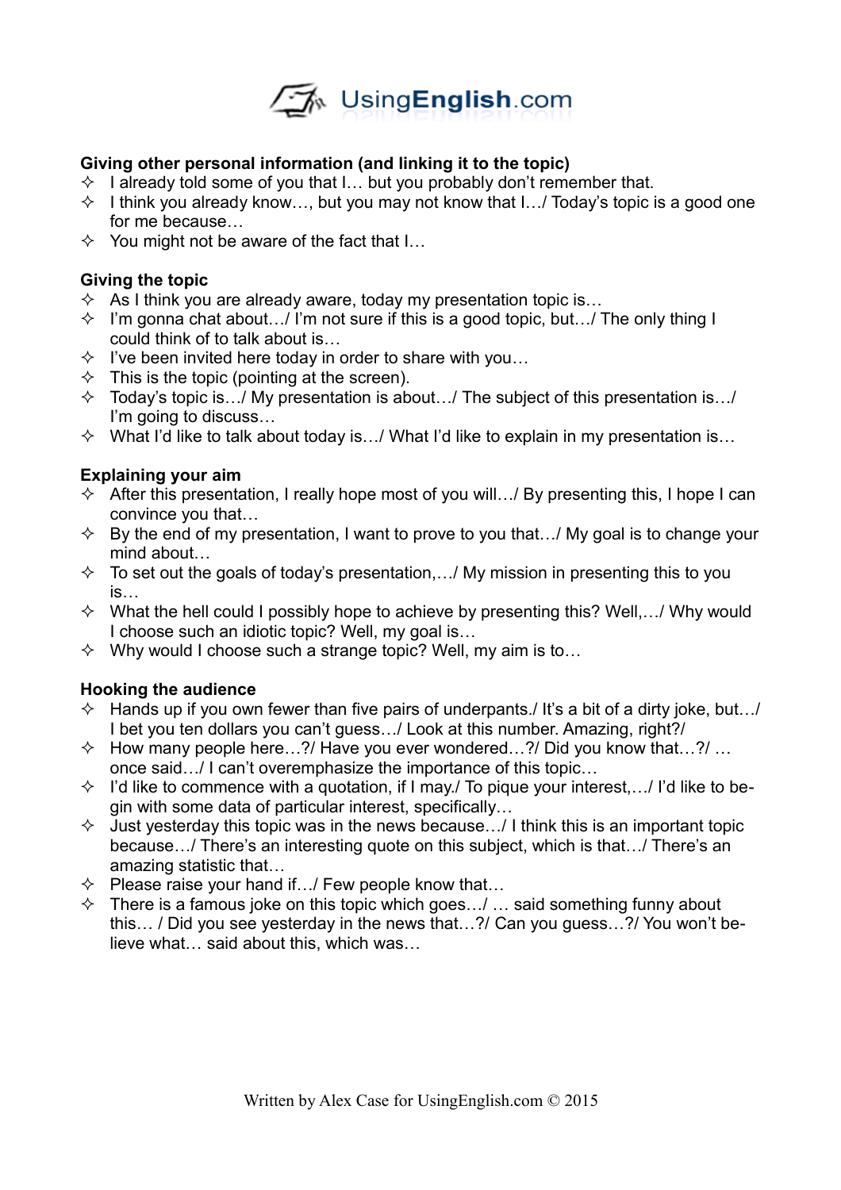**Giving other personal information (and linking it to the topic)**

- I already told some of you that I… but you probably don't remember that.
- I think you already know…, but you may not know that I…/ Today's topic is a good one for me because…
- You might not be aware of the fact that I…

**Giving the topic**

- As I think you are already aware, today my presentation topic is…
- I'm gonna chat about…/ I'm not sure if this is a good topic, but…/ The only thing I could think of to talk about is…
- I've been invited here today in order to share with you…
- This is the topic (pointing at the screen).
- Today's topic is…/ My presentation is about…/ The subject of this presentation is…/ I'm going to discuss…
- What I'd like to talk about today is…/ What I'd like to explain in my presentation is…

**Explaining your aim**

- After this presentation, I really hope most of you will…/ By presenting this, I hope I can convince you that…
- By the end of my presentation, I want to prove to you that…/ My goal is to change your mind about…
- To set out the goals of today's presentation,…/ My mission in presenting this to you is…
- What the hell could I possibly hope to achieve by presenting this? Well,…/ Why would I choose such an idiotic topic? Well, my goal is…
- Why would I choose such a strange topic? Well, my aim is to…

**Hooking the audience**

- Hands up if you own fewer than five pairs of underpants./ It's a bit of a dirty joke, but…/ I bet you ten dollars you can't guess…/ Look at this number. Amazing, right?/
- How many people here…?/ Have you ever wondered…?/ Did you know that…?/ … once said…/ I can't overemphasize the importance of this topic…
- I'd like to commence with a quotation, if I may./ To pique your interest,…/ I'd like to begin with some data of particular interest, specifically…
- Just yesterday this topic was in the news because…/ I think this is an important topic because…/ There's an interesting quote on this subject, which is that…/ There's an amazing statistic that…
- Please raise your hand if…/ Few people know that…
- There is a famous joke on this topic which goes…/ … said something funny about this… / Did you see yesterday in the news that…?/ Can you guess…?/ You won't believe what… said about this, which was…

Written by Alex Case for UsingEnglish.com © 2015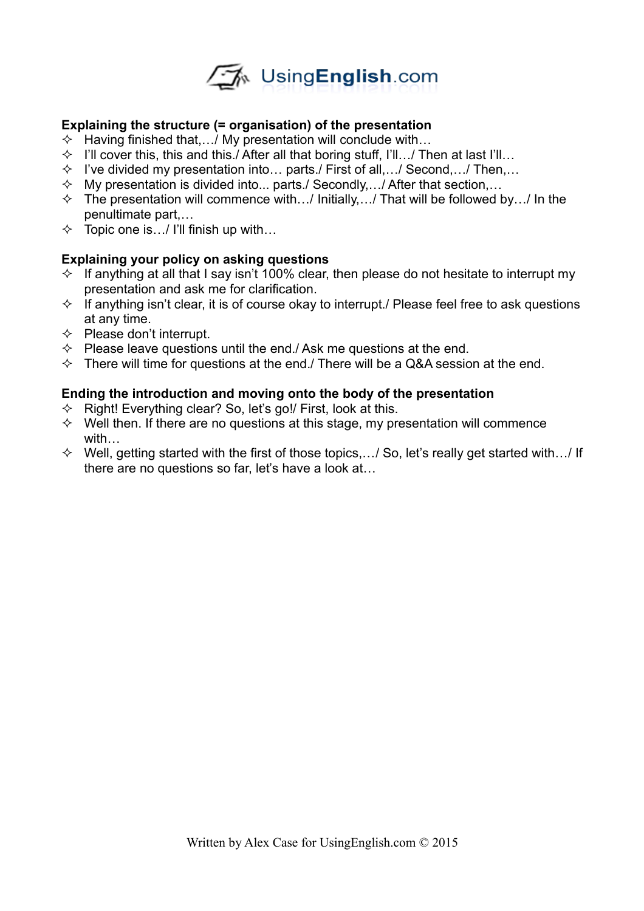**Explaining the structure (= organisation) of the presentation**

- Having finished that,…/ My presentation will conclude with…
- I'll cover this, this and this./ After all that boring stuff, I'll…/ Then at last I'll…
- I've divided my presentation into… parts./ First of all,…/ Second,…/ Then,…
- My presentation is divided into... parts./ Secondly,…/ After that section,…
- The presentation will commence with…/ Initially,…/ That will be followed by…/ In the penultimate part,…
- Topic one is…/ I'll finish up with…

**Explaining your policy on asking questions**

- If anything at all that I say isn't 100% clear, then please do not hesitate to interrupt my presentation and ask me for clarification.
- If anything isn't clear, it is of course okay to interrupt./ Please feel free to ask questions at any time.
- Please don't interrupt.
- Please leave questions until the end./ Ask me questions at the end.
- There will time for questions at the end./ There will be a Q&A session at the end.

**Ending the introduction and moving onto the body of the presentation**

- Right! Everything clear? So, let's go!/ First, look at this.
- Well then. If there are no questions at this stage, my presentation will commence with…
- Well, getting started with the first of those topics,…/ So, let's really get started with…/ If there are no questions so far, let's have a look at…

Written by Alex Case for UsingEnglish.com © 2015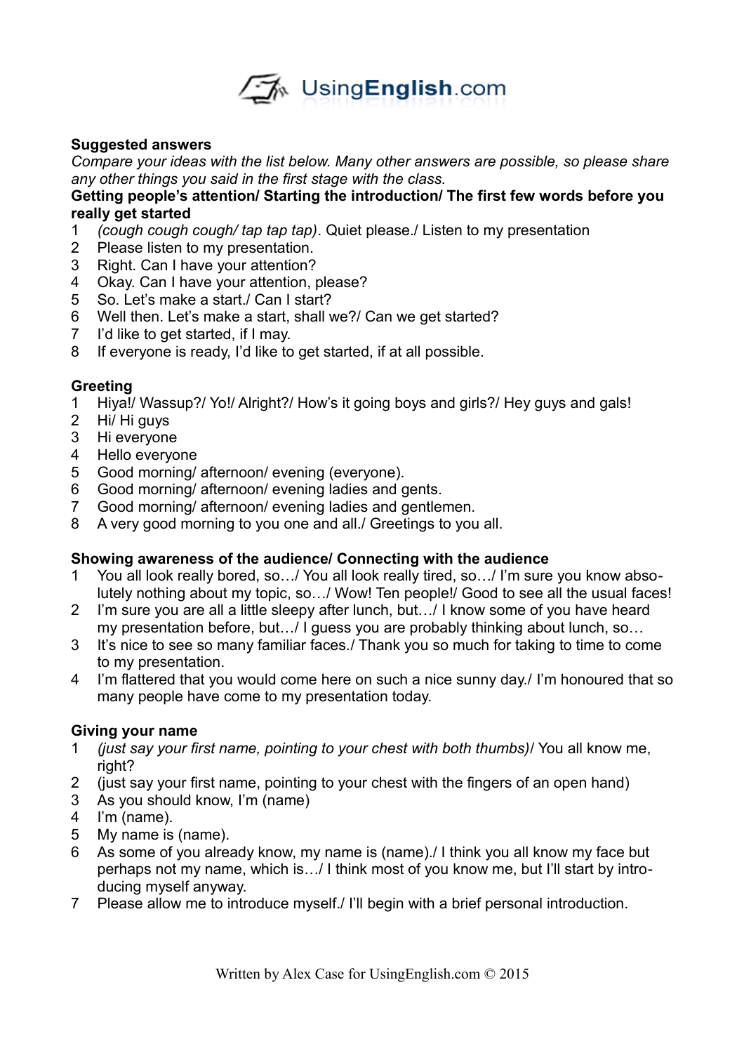**Suggested answers**

*Compare your ideas with the list below. Many other answers are possible, so please share any other things you said in the first stage with the class.*

**Getting people's attention/ Starting the introduction/ The first few words before you really get started**

1. *(cough cough cough/ tap tap tap)*. Quiet please./ Listen to my presentation
2. Please listen to my presentation.
3. Right. Can I have your attention?
4. Okay. Can I have your attention, please?
5. So. Let's make a start./ Can I start?
6. Well then. Let's make a start, shall we?/ Can we get started?
7. I'd like to get started, if I may.
8. If everyone is ready, I'd like to get started, if at all possible.

**Greeting**

1. Hiya!/ Wassup?/ Yo!/ Alright?/ How's it going boys and girls?/ Hey guys and gals!
2. Hi/ Hi guys
3. Hi everyone
4. Hello everyone
5. Good morning/ afternoon/ evening (everyone).
6. Good morning/ afternoon/ evening ladies and gents.
7. Good morning/ afternoon/ evening ladies and gentlemen.
8. A very good morning to you one and all./ Greetings to you all.

**Showing awareness of the audience/ Connecting with the audience**

1. You all look really bored, so…/ You all look really tired, so…/ I'm sure you know absolutely nothing about my topic, so…/ Wow! Ten people!/ Good to see all the usual faces!
2. I'm sure you are all a little sleepy after lunch, but…/ I know some of you have heard my presentation before, but…/ I guess you are probably thinking about lunch, so…
3. It's nice to see so many familiar faces./ Thank you so much for taking to time to come to my presentation.
4. I'm flattered that you would come here on such a nice sunny day./ I'm honoured that so many people have come to my presentation today.

**Giving your name**

1. *(just say your first name, pointing to your chest with both thumbs)*/ You all know me, right?
2. (just say your first name, pointing to your chest with the fingers of an open hand)
3. As you should know, I'm (name)
4. I'm (name).
5. My name is (name).
6. As some of you already know, my name is (name)./ I think you all know my face but perhaps not my name, which is…/ I think most of you know me, but I'll start by introducing myself anyway.
7. Please allow me to introduce myself./ I'll begin with a brief personal introduction.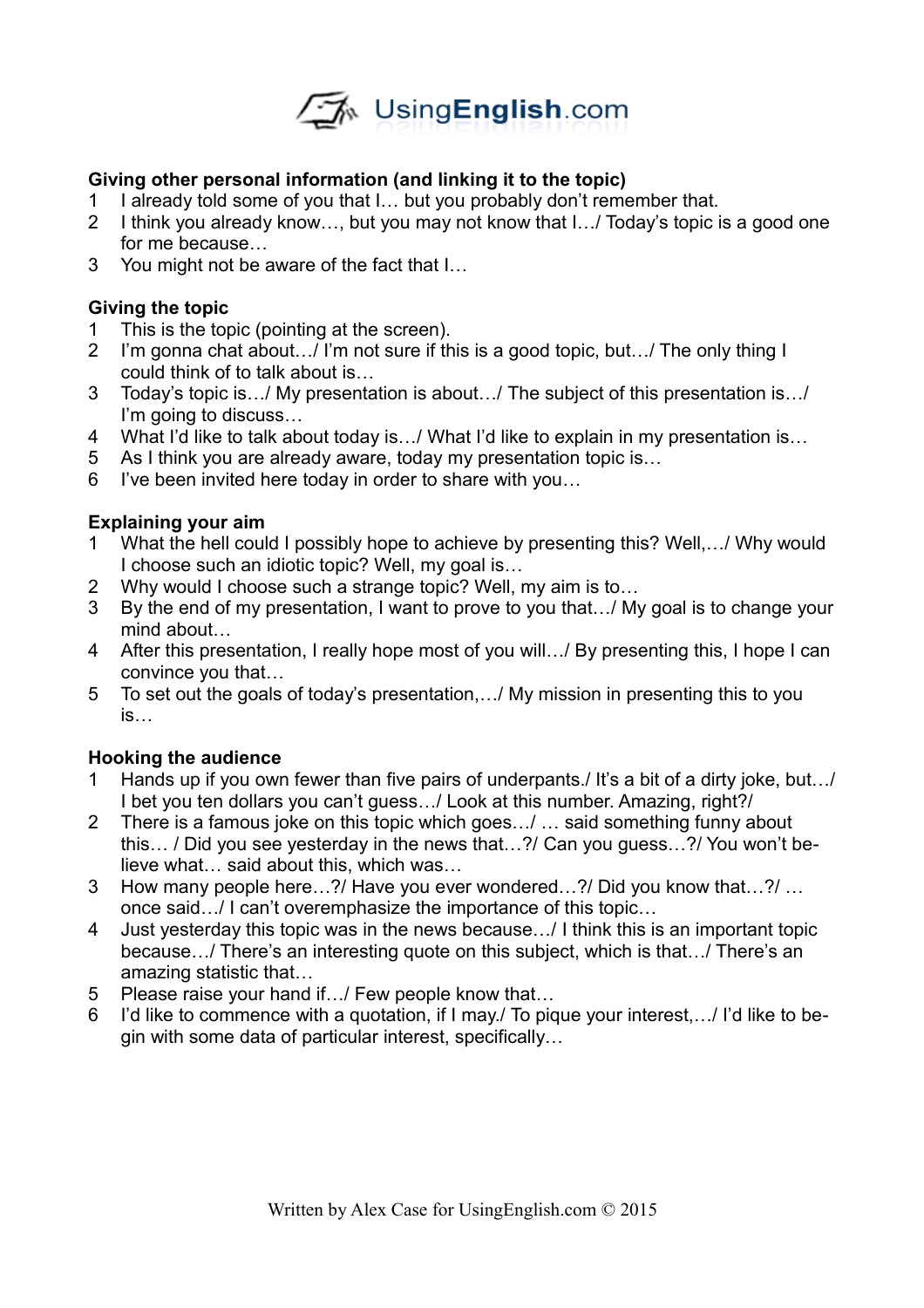**Giving other personal information (and linking it to the topic)**

1. I already told some of you that I… but you probably don't remember that.
2. I think you already know…, but you may not know that I…/ Today's topic is a good one for me because…
3. You might not be aware of the fact that I…

**Giving the topic**

1. This is the topic (pointing at the screen).
2. I'm gonna chat about…/ I'm not sure if this is a good topic, but…/ The only thing I could think of to talk about is…
3. Today's topic is…/ My presentation is about…/ The subject of this presentation is…/ I'm going to discuss…
4. What I'd like to talk about today is…/ What I'd like to explain in my presentation is…
5. As I think you are already aware, today my presentation topic is…
6. I've been invited here today in order to share with you…

**Explaining your aim**

1. What the hell could I possibly hope to achieve by presenting this? Well,…/ Why would I choose such an idiotic topic? Well, my goal is…
2. Why would I choose such a strange topic? Well, my aim is to…
3. By the end of my presentation, I want to prove to you that…/ My goal is to change your mind about…
4. After this presentation, I really hope most of you will…/ By presenting this, I hope I can convince you that…
5. To set out the goals of today's presentation,…/ My mission in presenting this to you is…

**Hooking the audience**

1. Hands up if you own fewer than five pairs of underpants./ It's a bit of a dirty joke, but…/ I bet you ten dollars you can't guess…/ Look at this number. Amazing, right?/
2. There is a famous joke on this topic which goes…/ … said something funny about this… / Did you see yesterday in the news that…?/ Can you guess…?/ You won't believe what… said about this, which was…
3. How many people here…?/ Have you ever wondered…?/ Did you know that…?/ … once said…/ I can't overemphasize the importance of this topic…
4. Just yesterday this topic was in the news because…/ I think this is an important topic because…/ There's an interesting quote on this subject, which is that…/ There's an amazing statistic that…
5. Please raise your hand if…/ Few people know that…
6. I'd like to commence with a quotation, if I may./ To pique your interest,…/ I'd like to begin with some data of particular interest, specifically…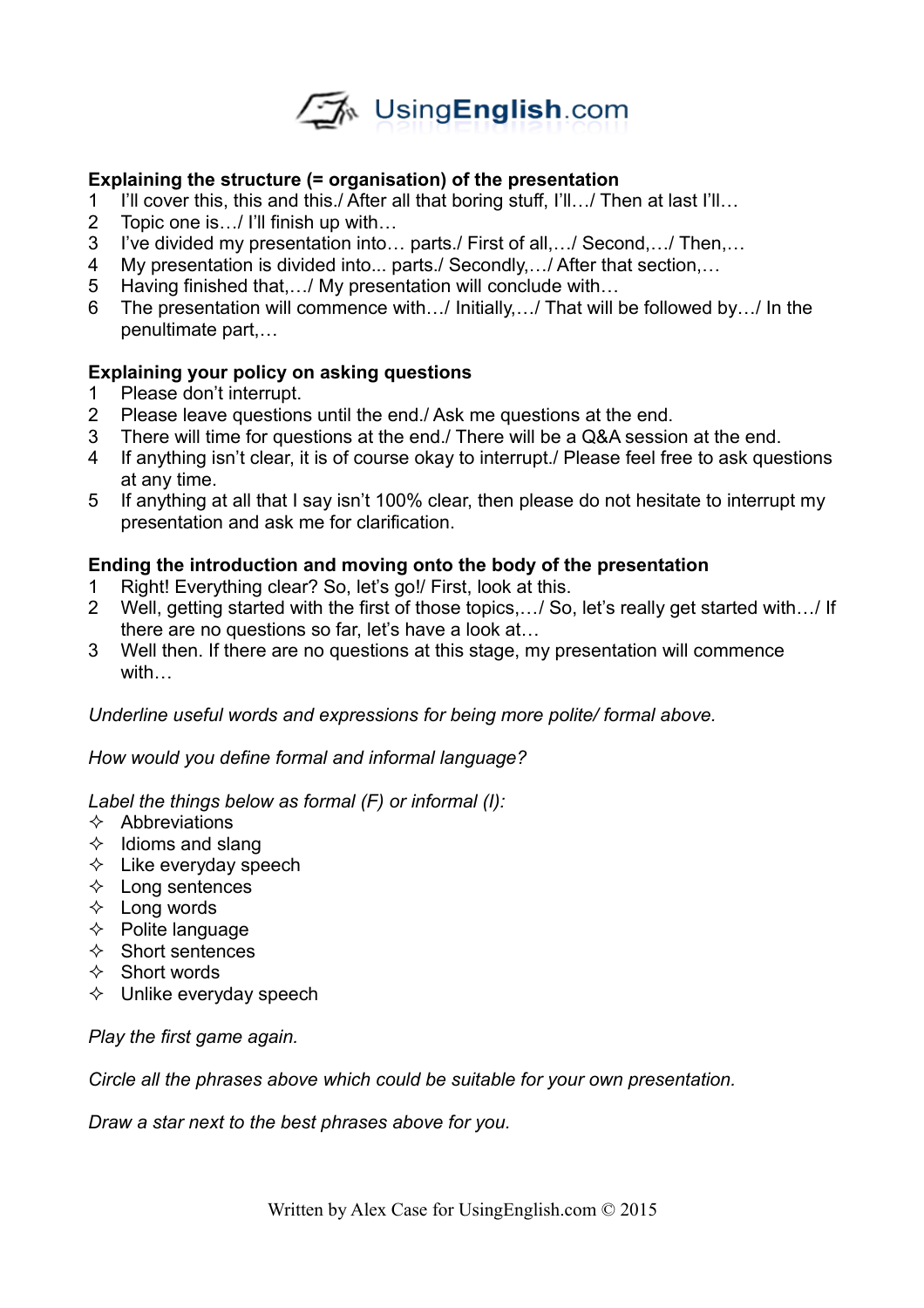**Explaining the structure (= organisation) of the presentation**

1. I'll cover this, this and this./ After all that boring stuff, I'll…/ Then at last I'll…
2. Topic one is…/ I'll finish up with…
3. I've divided my presentation into… parts./ First of all,…/ Second,…/ Then,…
4. My presentation is divided into... parts./ Secondly,…/ After that section,…
5. Having finished that,…/ My presentation will conclude with…
6. The presentation will commence with…/ Initially,…/ That will be followed by…/ In the penultimate part,…

**Explaining your policy on asking questions**

1. Please don't interrupt.
2. Please leave questions until the end./ Ask me questions at the end.
3. There will time for questions at the end./ There will be a Q&A session at the end.
4. If anything isn't clear, it is of course okay to interrupt./ Please feel free to ask questions at any time.
5. If anything at all that I say isn't 100% clear, then please do not hesitate to interrupt my presentation and ask me for clarification.

**Ending the introduction and moving onto the body of the presentation**

1. Right! Everything clear? So, let's go!/ First, look at this.
2. Well, getting started with the first of those topics,…/ So, let's really get started with…/ If there are no questions so far, let's have a look at…
3. Well then. If there are no questions at this stage, my presentation will commence with…

*Underline useful words and expressions for being more polite/ formal above.*

*How would you define formal and informal language?*

*Label the things below as formal (F) or informal (I):*

- ✧ Abbreviations
- ✧ Idioms and slang
- ✧ Like everyday speech
- ✧ Long sentences
- ✧ Long words
- ✧ Polite language
- ✧ Short sentences
- ✧ Short words
- ✧ Unlike everyday speech

*Play the first game again.*

*Circle all the phrases above which could be suitable for your own presentation.*

*Draw a star next to the best phrases above for you.*

Written by Alex Case for UsingEnglish.com © 2015